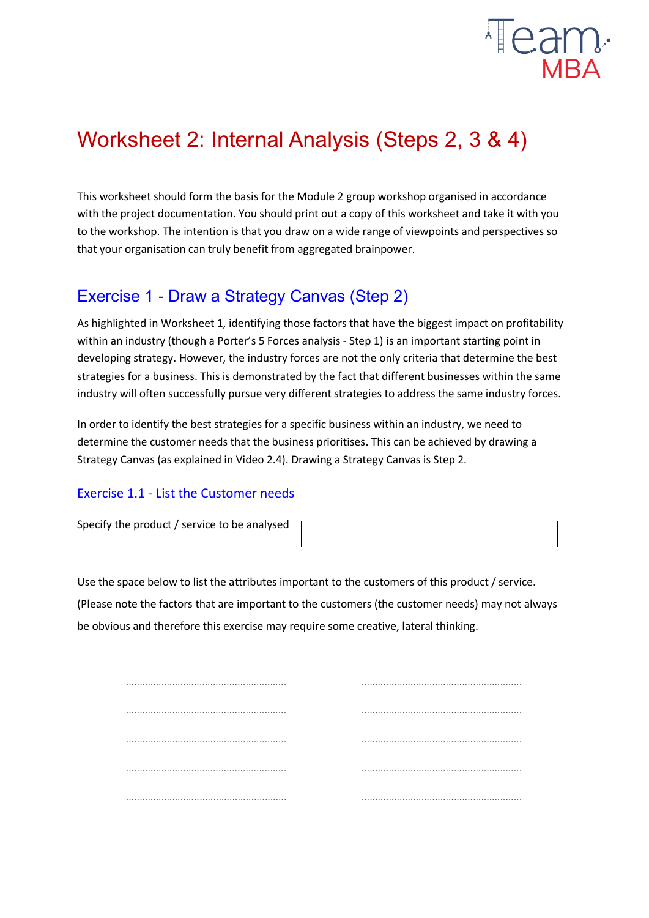# Worksheet 2: Internal Analysis (Steps 2, 3 & 4)

This worksheet should form the basis for the Module 2 group workshop organised in accordance with the project documentation. You should print out a copy of this worksheet and take it with you to the workshop. The intention is that you draw on a wide range of viewpoints and perspectives so that your organisation can truly benefit from aggregated brainpower.

## Exercise 1 - Draw a Strategy Canvas (Step 2)

As highlighted in Worksheet 1, identifying those factors that have the biggest impact on profitability within an industry (though a Porter's 5 Forces analysis - Step 1) is an important starting point in developing strategy. However, the industry forces are not the only criteria that determine the best strategies for a business. This is demonstrated by the fact that different businesses within the same industry will often successfully pursue very different strategies to address the same industry forces.

In order to identify the best strategies for a specific business within an industry, we need to determine the customer needs that the business prioritises. This can be achieved by drawing a Strategy Canvas (as explained in Video 2.4). Drawing a Strategy Canvas is Step 2.

### Exercise 1.1 - List the Customer needs

Specify the product / service to be analysed

| |
|---|
| |

Use the space below to list the attributes important to the customers of this product / service. (Please note the factors that are important to the customers (the customer needs) may not always be obvious and therefore this exercise may require some creative, lateral thinking.

| | |
|---|---|
| ........................................................... | ........................................................... |
| ........................................................... | ........................................................... |
| ........................................................... | ........................................................... |
| ........................................................... | ........................................................... |
| ........................................................... | ........................................................... |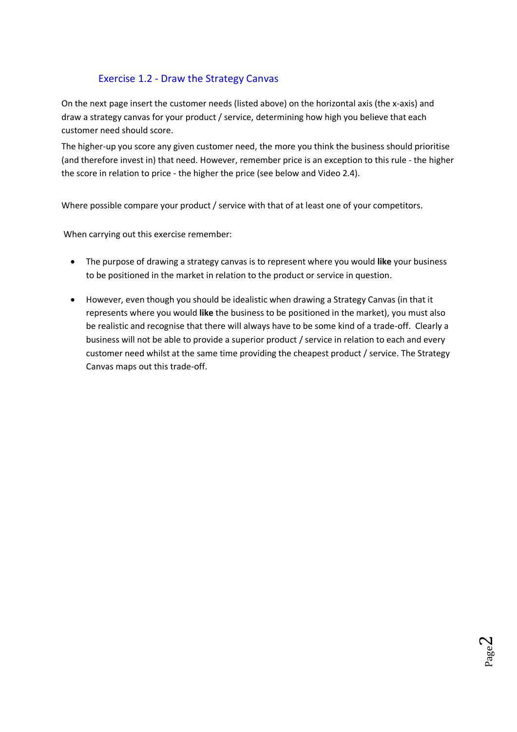## Exercise 1.2 - Draw the Strategy Canvas

On the next page insert the customer needs (listed above) on the horizontal axis (the x-axis) and draw a strategy canvas for your product / service, determining how high you believe that each customer need should score.

The higher-up you score any given customer need, the more you think the business should prioritise (and therefore invest in) that need. However, remember price is an exception to this rule - the higher the score in relation to price - the higher the price (see below and Video 2.4).

Where possible compare your product / service with that of at least one of your competitors.

When carrying out this exercise remember:

- The purpose of drawing a strategy canvas is to represent where you would **like** your business to be positioned in the market in relation to the product or service in question.
- However, even though you should be idealistic when drawing a Strategy Canvas (in that it represents where you would **like** the business to be positioned in the market), you must also be realistic and recognise that there will always have to be some kind of a trade-off. Clearly a business will not be able to provide a superior product / service in relation to each and every customer need whilst at the same time providing the cheapest product / service. The Strategy Canvas maps out this trade-off.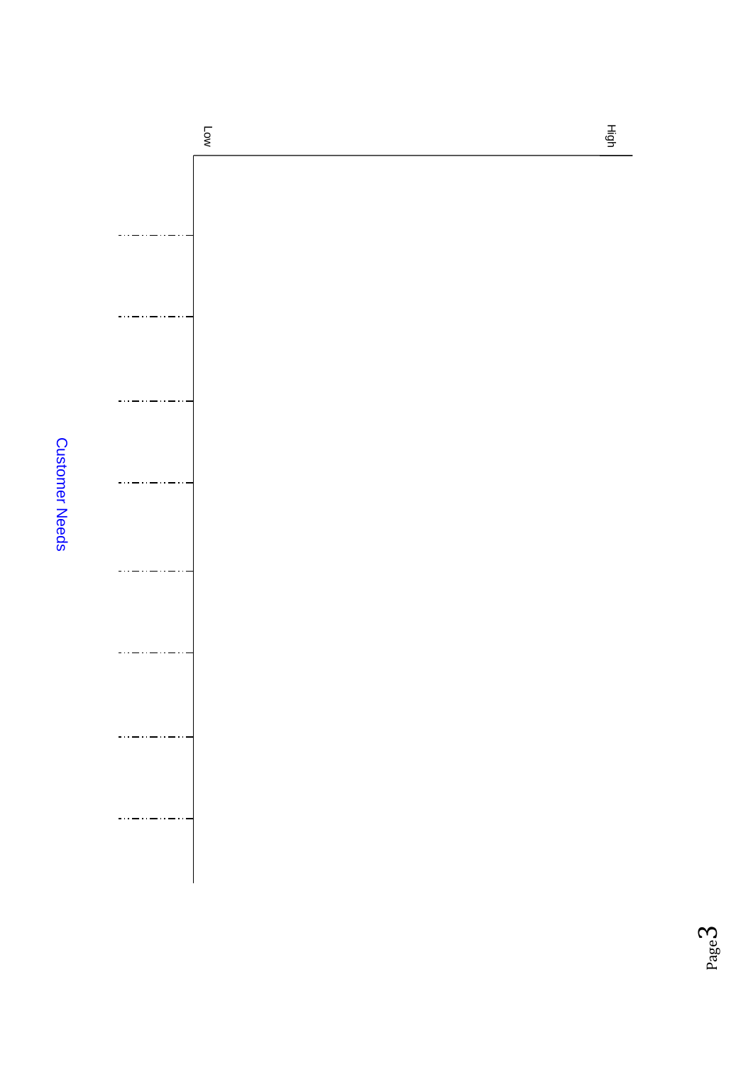Low

High

Customer Needs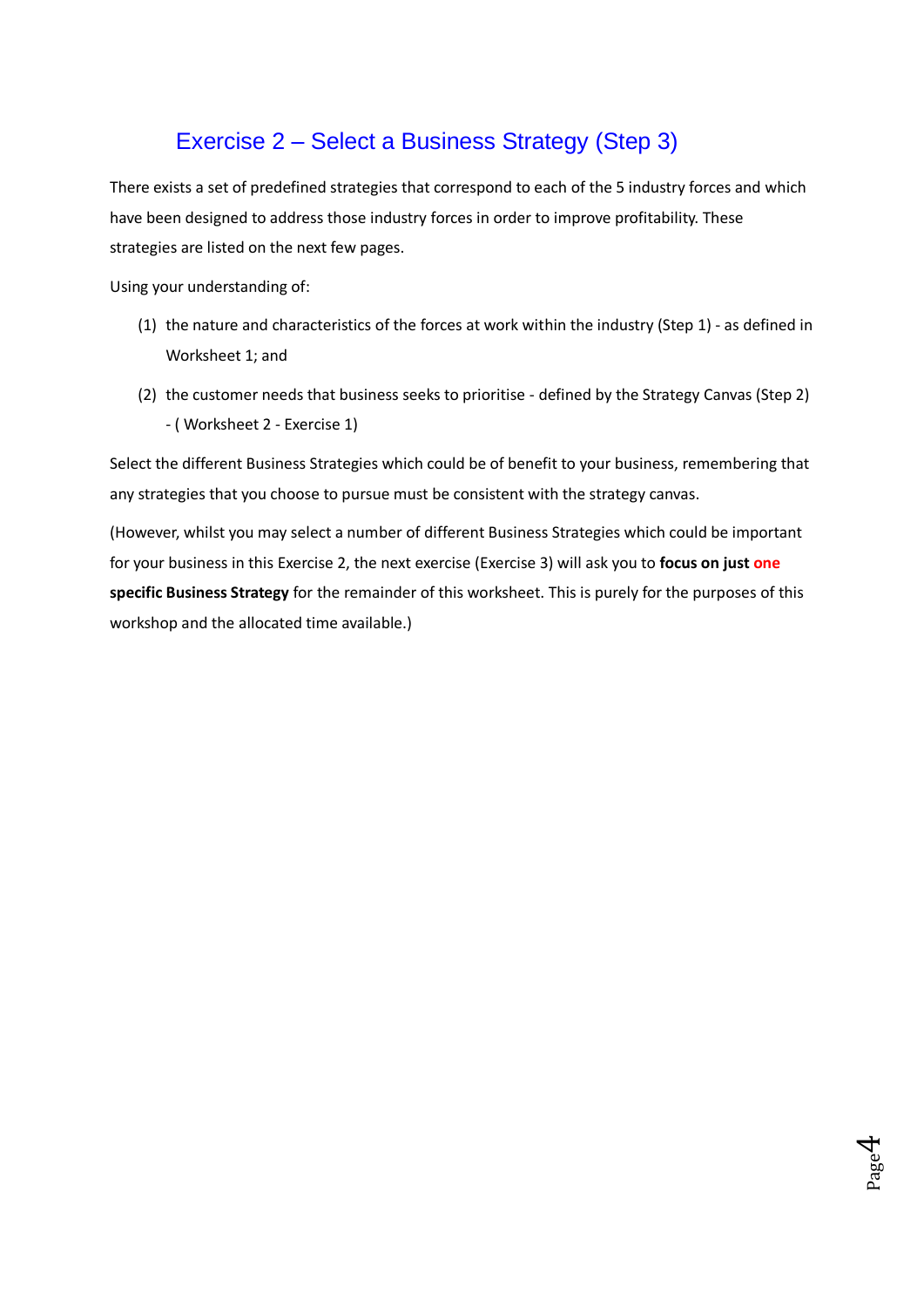# Exercise 2 – Select a Business Strategy (Step 3)

There exists a set of predefined strategies that correspond to each of the 5 industry forces and which have been designed to address those industry forces in order to improve profitability. These strategies are listed on the next few pages.

Using your understanding of:

(1) the nature and characteristics of the forces at work within the industry (Step 1) - as defined in Worksheet 1; and

(2) the customer needs that business seeks to prioritise - defined by the Strategy Canvas (Step 2) - ( Worksheet 2 - Exercise 1)

Select the different Business Strategies which could be of benefit to your business, remembering that any strategies that you choose to pursue must be consistent with the strategy canvas.

(However, whilst you may select a number of different Business Strategies which could be important for your business in this Exercise 2, the next exercise (Exercise 3) will ask you to **focus on just one specific Business Strategy** for the remainder of this worksheet. This is purely for the purposes of this workshop and the allocated time available.)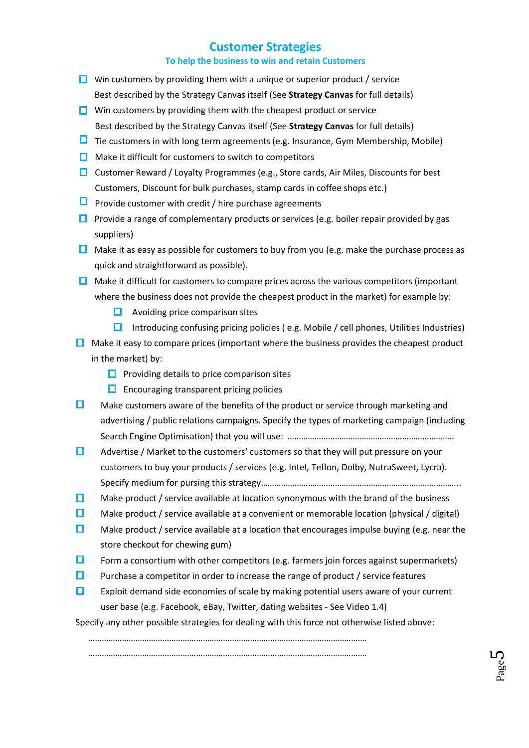## Customer Strategies

### To help the business to win and retain Customers

- ☐ Win customers by providing them with a unique or superior product / service
  Best described by the Strategy Canvas itself (See **Strategy Canvas** for full details)
- ☐ Win customers by providing them with the cheapest product or service
  Best described by the Strategy Canvas itself (See **Strategy Canvas** for full details)
- ☐ Tie customers in with long term agreements (e.g. Insurance, Gym Membership, Mobile)
- ☐ Make it difficult for customers to switch to competitors
- ☐ Customer Reward / Loyalty Programmes (e.g., Store cards, Air Miles, Discounts for best Customers, Discount for bulk purchases, stamp cards in coffee shops etc.)
- ☐ Provide customer with credit / hire purchase agreements
- ☐ Provide a range of complementary products or services (e.g. boiler repair provided by gas suppliers)
- ☐ Make it as easy as possible for customers to buy from you (e.g. make the purchase process as quick and straightforward as possible).
- ☐ Make it difficult for customers to compare prices across the various competitors (important where the business does not provide the cheapest product in the market) for example by:
  - ☐ Avoiding price comparison sites
  - ☐ Introducing confusing pricing policies ( e.g. Mobile / cell phones, Utilities Industries)
- ☐ Make it easy to compare prices (important where the business provides the cheapest product in the market) by:
  - ☐ Providing details to price comparison sites
  - ☐ Encouraging transparent pricing policies
- ☐ Make customers aware of the benefits of the product or service through marketing and advertising / public relations campaigns. Specify the types of marketing campaign (including Search Engine Optimisation) that you will use: ……………………………………………………………….
- ☐ Advertise / Market to the customers' customers so that they will put pressure on your customers to buy your products / services (e.g. Intel, Teflon, Dolby, NutraSweet, Lycra). Specify medium for pursing this strategy……………………………………………………………………………..
- ☐ Make product / service available at location synonymous with the brand of the business
- ☐ Make product / service available at a convenient or memorable location (physical / digital)
- ☐ Make product / service available at a location that encourages impulse buying (e.g. near the store checkout for chewing gum)
- ☐ Form a consortium with other competitors (e.g. farmers join forces against supermarkets)
- ☐ Purchase a competitor in order to increase the range of product / service features
- ☐ Exploit demand side economies of scale by making potential users aware of your current user base (e.g. Facebook, eBay, Twitter, dating websites - See Video 1.4)

Specify any other possible strategies for dealing with this force not otherwise listed above:

………………………………………………………………………………………………………………

………………………………………………………………………………………………………………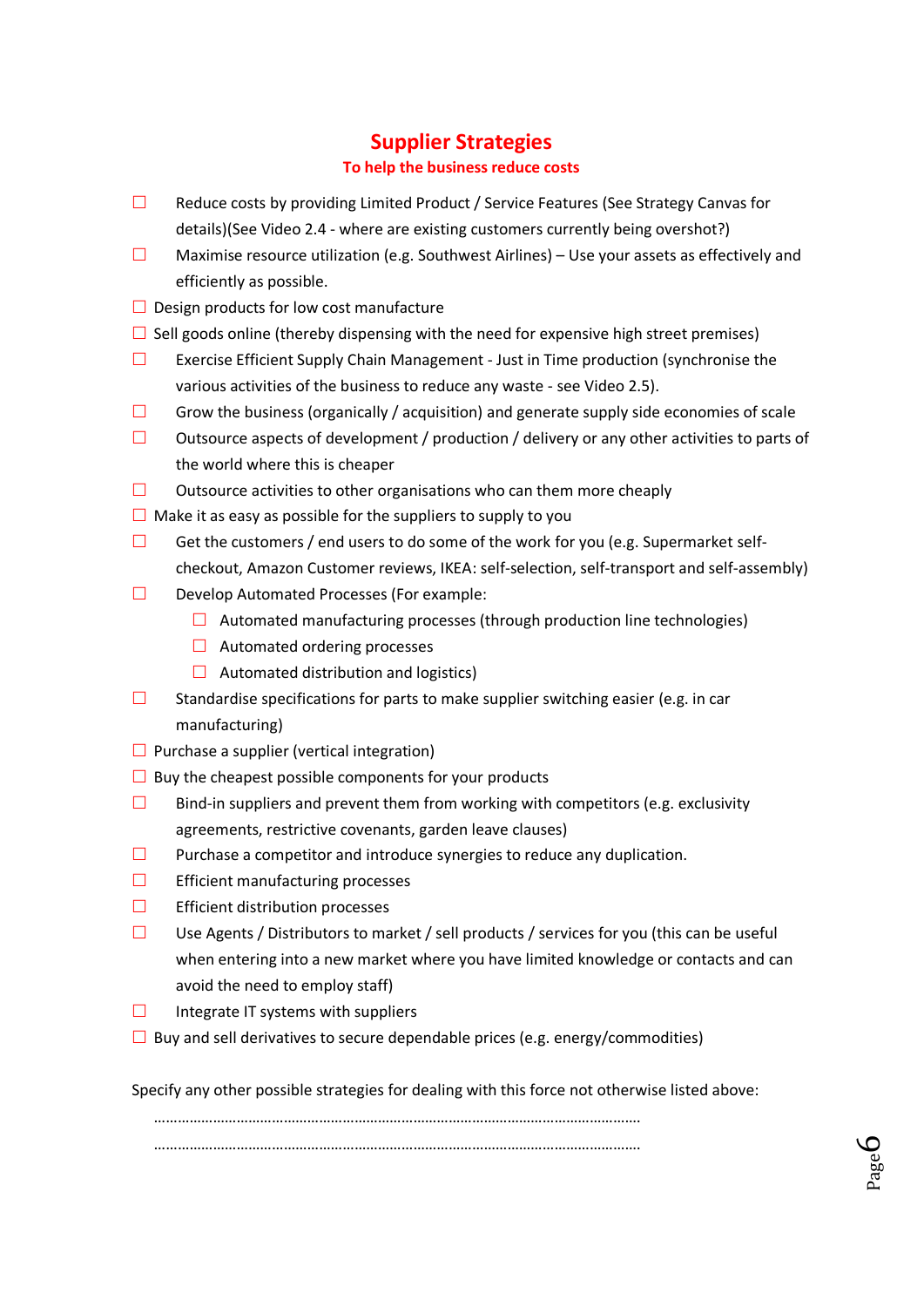# Supplier Strategies

**To help the business reduce costs**

- ☐ Reduce costs by providing Limited Product / Service Features (See Strategy Canvas for details)(See Video 2.4 - where are existing customers currently being overshot?)
- ☐ Maximise resource utilization (e.g. Southwest Airlines) – Use your assets as effectively and efficiently as possible.
- ☐ Design products for low cost manufacture
- ☐ Sell goods online (thereby dispensing with the need for expensive high street premises)
- ☐ Exercise Efficient Supply Chain Management - Just in Time production (synchronise the various activities of the business to reduce any waste - see Video 2.5).
- ☐ Grow the business (organically / acquisition) and generate supply side economies of scale
- ☐ Outsource aspects of development / production / delivery or any other activities to parts of the world where this is cheaper
- ☐ Outsource activities to other organisations who can them more cheaply
- ☐ Make it as easy as possible for the suppliers to supply to you
- ☐ Get the customers / end users to do some of the work for you (e.g. Supermarket self-checkout, Amazon Customer reviews, IKEA: self-selection, self-transport and self-assembly)
- ☐ Develop Automated Processes (For example:
  - ☐ Automated manufacturing processes (through production line technologies)
  - ☐ Automated ordering processes
  - ☐ Automated distribution and logistics)
- ☐ Standardise specifications for parts to make supplier switching easier (e.g. in car manufacturing)
- ☐ Purchase a supplier (vertical integration)
- ☐ Buy the cheapest possible components for your products
- ☐ Bind-in suppliers and prevent them from working with competitors (e.g. exclusivity agreements, restrictive covenants, garden leave clauses)
- ☐ Purchase a competitor and introduce synergies to reduce any duplication.
- ☐ Efficient manufacturing processes
- ☐ Efficient distribution processes
- ☐ Use Agents / Distributors to market / sell products / services for you (this can be useful when entering into a new market where you have limited knowledge or contacts and can avoid the need to employ staff)
- ☐ Integrate IT systems with suppliers
- ☐ Buy and sell derivatives to secure dependable prices (e.g. energy/commodities)

Specify any other possible strategies for dealing with this force not otherwise listed above:

………………………………………………………………………………………………………………

………………………………………………………………………………………………………………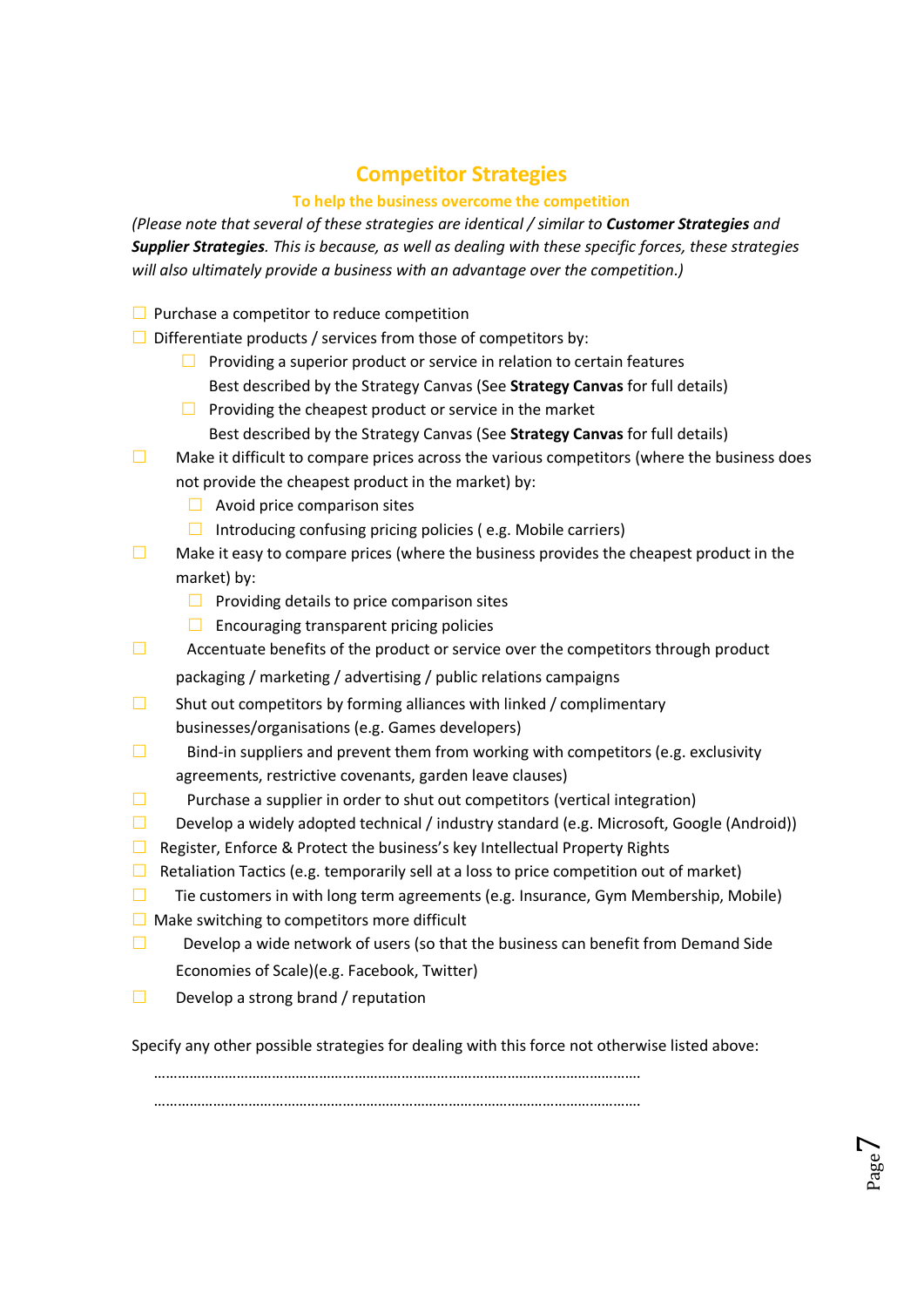## Competitor Strategies

### To help the business overcome the competition

*(Please note that several of these strategies are identical / similar to **Customer Strategies** and **Supplier Strategies**. This is because, as well as dealing with these specific forces, these strategies will also ultimately provide a business with an advantage over the competition.)*

- ☐ Purchase a competitor to reduce competition
- ☐ Differentiate products / services from those of competitors by:
  - ☐ Providing a superior product or service in relation to certain features
    Best described by the Strategy Canvas (See **Strategy Canvas** for full details)
  - ☐ Providing the cheapest product or service in the market
    Best described by the Strategy Canvas (See **Strategy Canvas** for full details)
- ☐ Make it difficult to compare prices across the various competitors (where the business does not provide the cheapest product in the market) by:
  - ☐ Avoid price comparison sites
  - ☐ Introducing confusing pricing policies ( e.g. Mobile carriers)
- ☐ Make it easy to compare prices (where the business provides the cheapest product in the market) by:
  - ☐ Providing details to price comparison sites
  - ☐ Encouraging transparent pricing policies
- ☐ Accentuate benefits of the product or service over the competitors through product packaging / marketing / advertising / public relations campaigns
- ☐ Shut out competitors by forming alliances with linked / complimentary businesses/organisations (e.g. Games developers)
- ☐ Bind-in suppliers and prevent them from working with competitors (e.g. exclusivity agreements, restrictive covenants, garden leave clauses)
- ☐ Purchase a supplier in order to shut out competitors (vertical integration)
- ☐ Develop a widely adopted technical / industry standard (e.g. Microsoft, Google (Android))
- ☐ Register, Enforce & Protect the business's key Intellectual Property Rights
- ☐ Retaliation Tactics (e.g. temporarily sell at a loss to price competition out of market)
- ☐ Tie customers in with long term agreements (e.g. Insurance, Gym Membership, Mobile)
- ☐ Make switching to competitors more difficult
- ☐ Develop a wide network of users (so that the business can benefit from Demand Side Economies of Scale)(e.g. Facebook, Twitter)
- ☐ Develop a strong brand / reputation

Specify any other possible strategies for dealing with this force not otherwise listed above:

……………………………………………………………………………………………………………

……………………………………………………………………………………………………………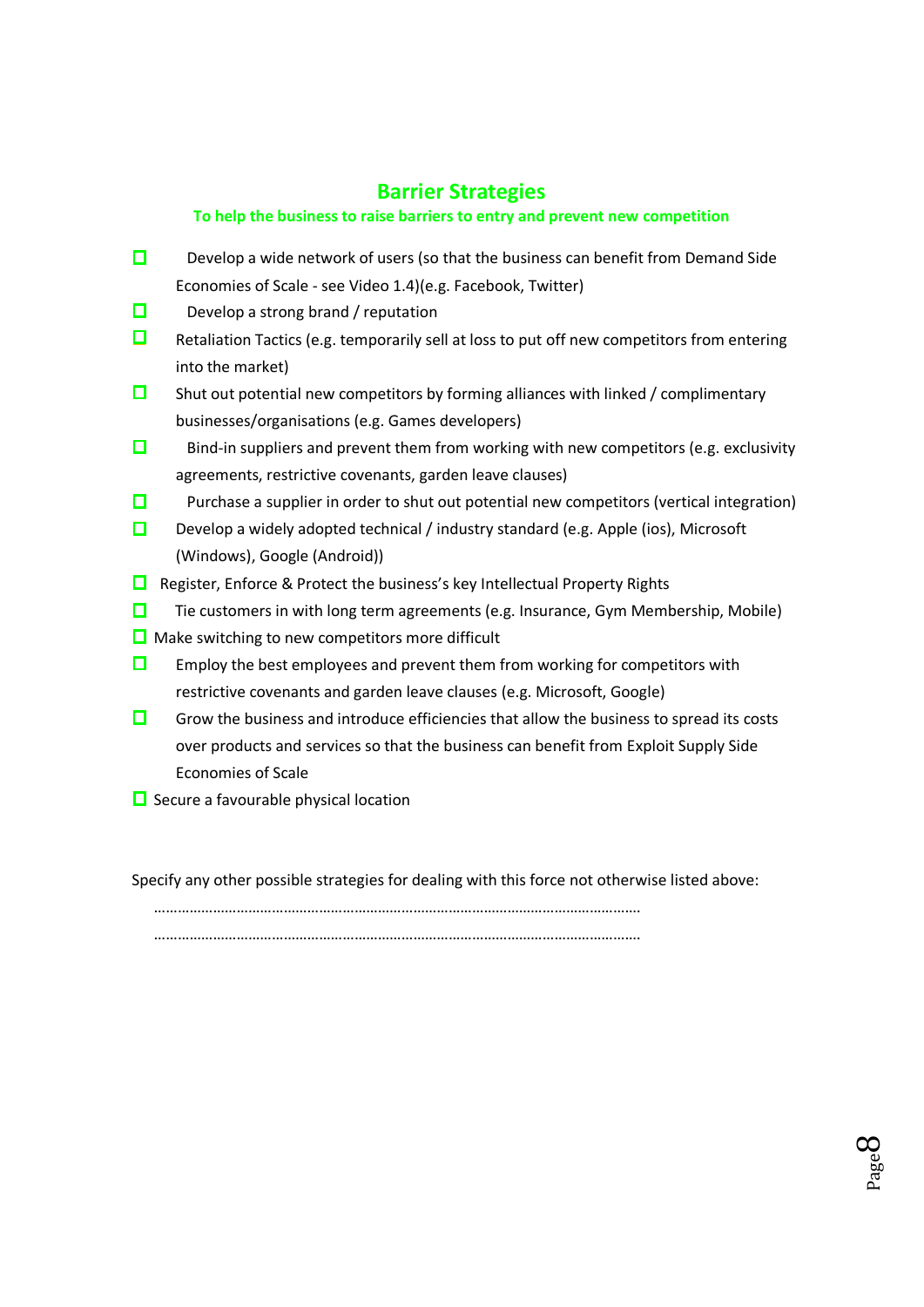## Barrier Strategies

**To help the business to raise barriers to entry and prevent new competition**

- [ ] Develop a wide network of users (so that the business can benefit from Demand Side Economies of Scale - see Video 1.4)(e.g. Facebook, Twitter)
- [ ] Develop a strong brand / reputation
- [ ] Retaliation Tactics (e.g. temporarily sell at loss to put off new competitors from entering into the market)
- [ ] Shut out potential new competitors by forming alliances with linked / complimentary businesses/organisations (e.g. Games developers)
- [ ] Bind-in suppliers and prevent them from working with new competitors (e.g. exclusivity agreements, restrictive covenants, garden leave clauses)
- [ ] Purchase a supplier in order to shut out potential new competitors (vertical integration)
- [ ] Develop a widely adopted technical / industry standard (e.g. Apple (ios), Microsoft (Windows), Google (Android))
- [ ] Register, Enforce & Protect the business's key Intellectual Property Rights
- [ ] Tie customers in with long term agreements (e.g. Insurance, Gym Membership, Mobile)
- [ ] Make switching to new competitors more difficult
- [ ] Employ the best employees and prevent them from working for competitors with restrictive covenants and garden leave clauses (e.g. Microsoft, Google)
- [ ] Grow the business and introduce efficiencies that allow the business to spread its costs over products and services so that the business can benefit from Exploit Supply Side Economies of Scale
- [ ] Secure a favourable physical location

Specify any other possible strategies for dealing with this force not otherwise listed above:

………………………………………………………………………………………………………………

………………………………………………………………………………………………………………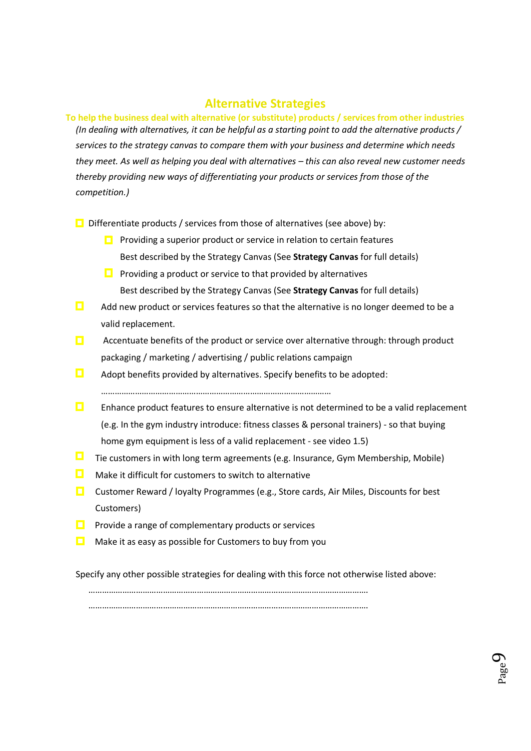## Alternative Strategies

**To help the business deal with alternative (or substitute) products / services from other industries**

*(In dealing with alternatives, it can be helpful as a starting point to add the alternative products / services to the strategy canvas to compare them with your business and determine which needs they meet. As well as helping you deal with alternatives – this can also reveal new customer needs thereby providing new ways of differentiating your products or services from those of the competition.)*

- [ ] Differentiate products / services from those of alternatives (see above) by:
  - [ ] Providing a superior product or service in relation to certain features
    Best described by the Strategy Canvas (See **Strategy Canvas** for full details)
  - [ ] Providing a product or service to that provided by alternatives
    Best described by the Strategy Canvas (See **Strategy Canvas** for full details)
- [ ] Add new product or services features so that the alternative is no longer deemed to be a valid replacement.
- [ ] Accentuate benefits of the product or service over alternative through: through product packaging / marketing / advertising / public relations campaign
- [ ] Adopt benefits provided by alternatives. Specify benefits to be adopted:
  ……………………………………………………………………………………….
- [ ] Enhance product features to ensure alternative is not determined to be a valid replacement (e.g. In the gym industry introduce: fitness classes & personal trainers) - so that buying home gym equipment is less of a valid replacement - see video 1.5)
- [ ] Tie customers in with long term agreements (e.g. Insurance, Gym Membership, Mobile)
- [ ] Make it difficult for customers to switch to alternative
- [ ] Customer Reward / loyalty Programmes (e.g., Store cards, Air Miles, Discounts for best Customers)
- [ ] Provide a range of complementary products or services
- [ ] Make it as easy as possible for Customers to buy from you

Specify any other possible strategies for dealing with this force not otherwise listed above:

………………………………………………………………………………………………………………

………………………………………………………………………………………………………………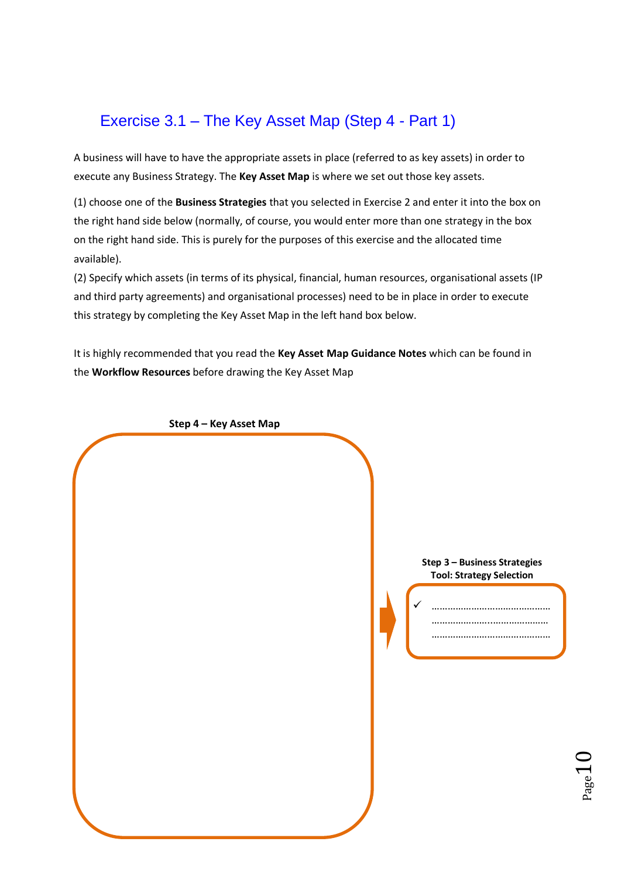## Exercise 3.1 – The Key Asset Map (Step 4 - Part 1)

A business will have to have the appropriate assets in place (referred to as key assets) in order to execute any Business Strategy. The **Key Asset Map** is where we set out those key assets.

(1) choose one of the **Business Strategies** that you selected in Exercise 2 and enter it into the box on the right hand side below (normally, of course, you would enter more than one strategy in the box on the right hand side. This is purely for the purposes of this exercise and the allocated time available).

(2) Specify which assets (in terms of its physical, financial, human resources, organisational assets (IP and third party agreements) and organisational processes) need to be in place in order to execute this strategy by completing the Key Asset Map in the left hand box below.

It is highly recommended that you read the **Key Asset Map Guidance Notes** which can be found in the **Workflow Resources** before drawing the Key Asset Map

**Step 4 – Key Asset Map**

**Step 3 – Business Strategies**
**Tool: Strategy Selection**

✓ ……………………………………….
……………………………………….
……………………………………….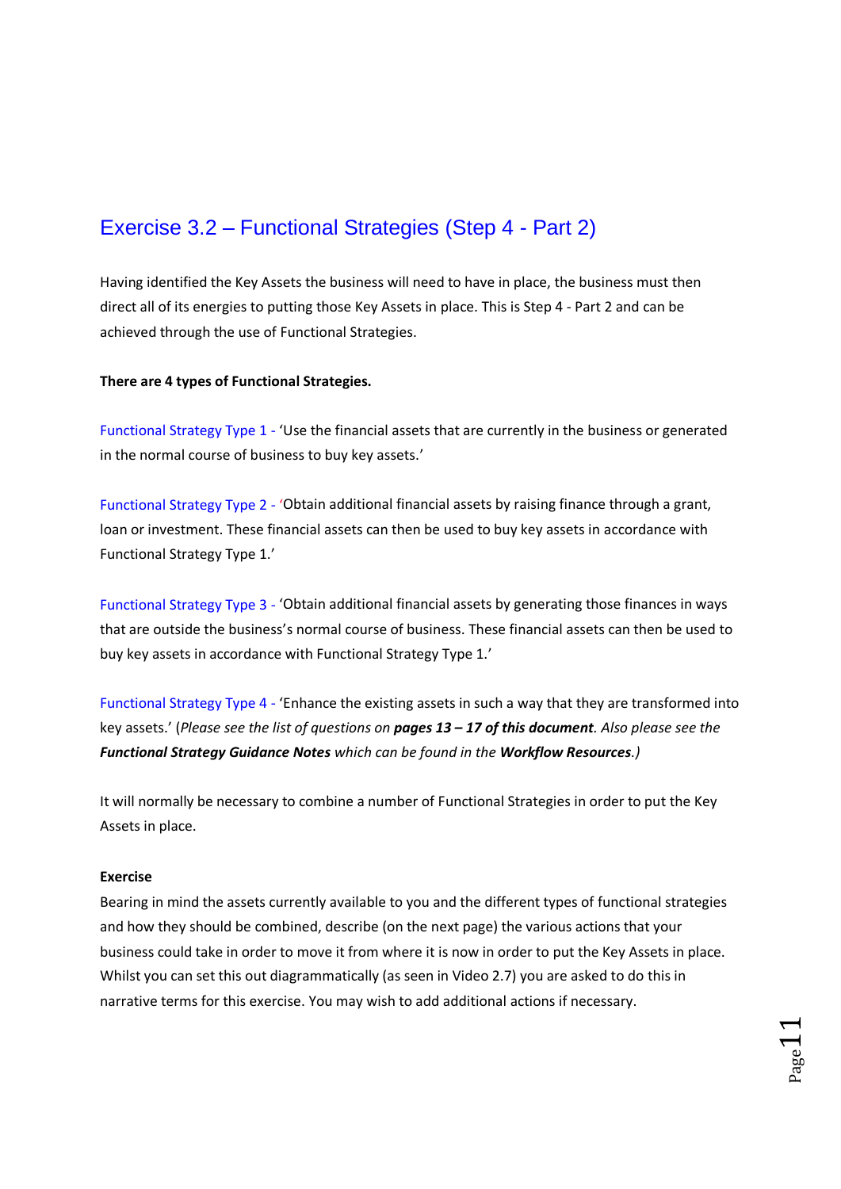# Exercise 3.2 – Functional Strategies (Step 4 - Part 2)

Having identified the Key Assets the business will need to have in place, the business must then direct all of its energies to putting those Key Assets in place. This is Step 4 - Part 2 and can be achieved through the use of Functional Strategies.

**There are 4 types of Functional Strategies.**

Functional Strategy Type 1 - 'Use the financial assets that are currently in the business or generated in the normal course of business to buy key assets.'

Functional Strategy Type 2 - 'Obtain additional financial assets by raising finance through a grant, loan or investment. These financial assets can then be used to buy key assets in accordance with Functional Strategy Type 1.'

Functional Strategy Type 3 - 'Obtain additional financial assets by generating those finances in ways that are outside the business's normal course of business. These financial assets can then be used to buy key assets in accordance with Functional Strategy Type 1.'

Functional Strategy Type 4 - 'Enhance the existing assets in such a way that they are transformed into key assets.' (*Please see the list of questions on **pages 13 – 17 of this document**. Also please see the **Functional Strategy Guidance Notes** which can be found in the **Workflow Resources**.)*

It will normally be necessary to combine a number of Functional Strategies in order to put the Key Assets in place.

**Exercise**

Bearing in mind the assets currently available to you and the different types of functional strategies and how they should be combined, describe (on the next page) the various actions that your business could take in order to move it from where it is now in order to put the Key Assets in place. Whilst you can set this out diagrammatically (as seen in Video 2.7) you are asked to do this in narrative terms for this exercise. You may wish to add additional actions if necessary.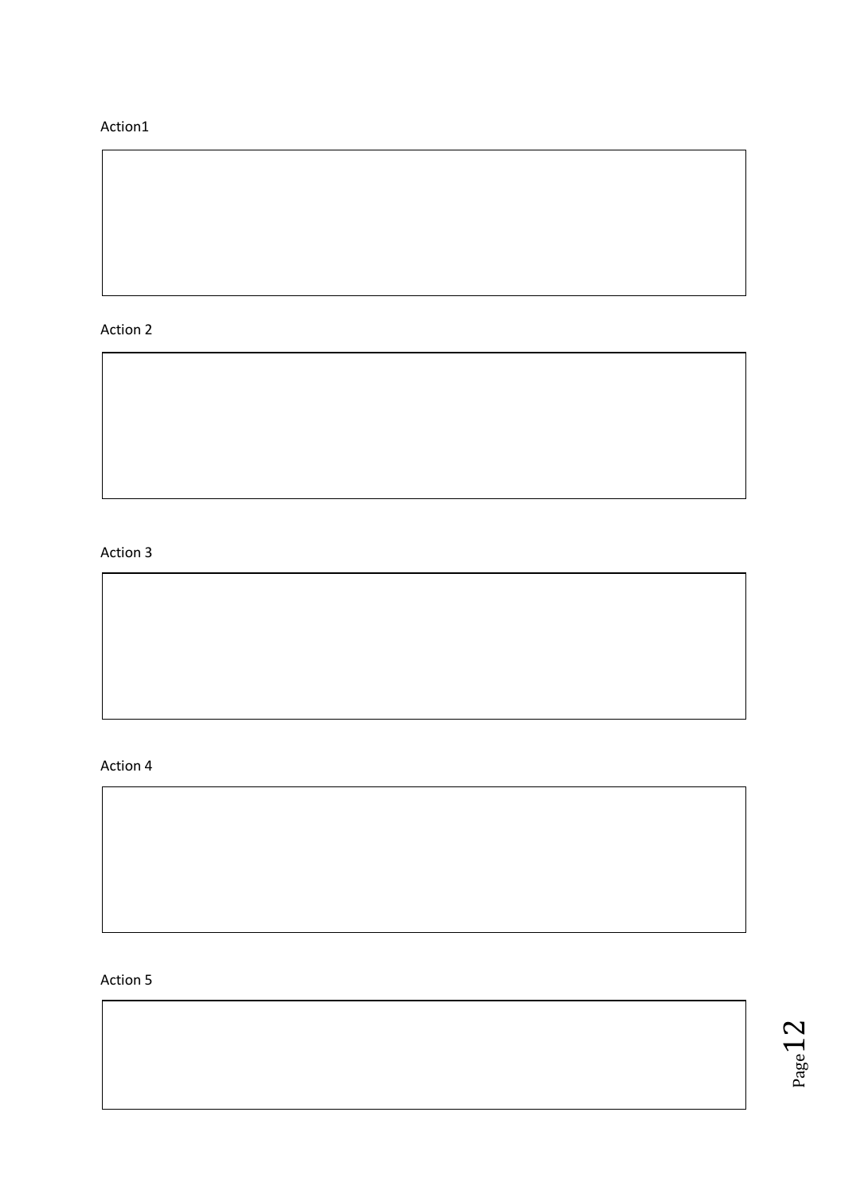Action1

| |
|---|
| |

Action 2

| |
|---|
| |

Action 3

| |
|---|
| |

Action 4

| |
|---|
| |

Action 5

| |
|---|
| |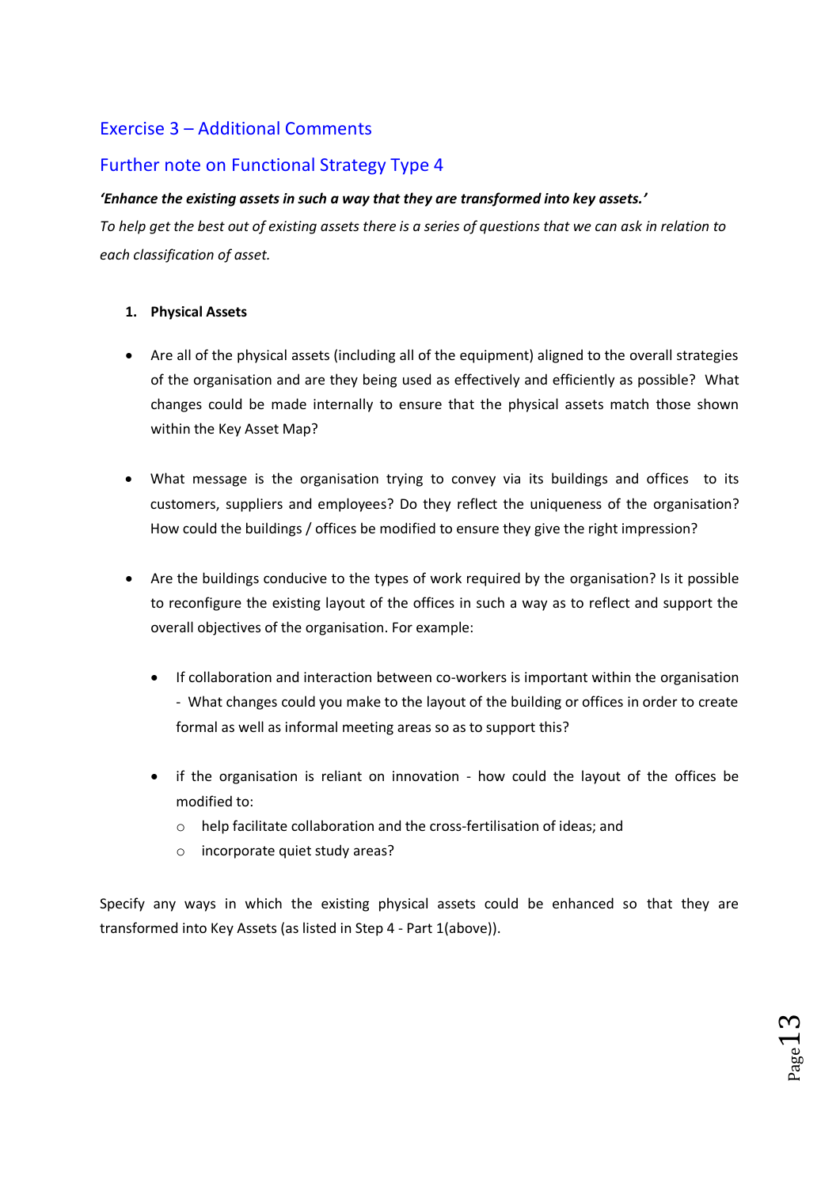## Exercise 3 – Additional Comments

## Further note on Functional Strategy Type 4

***'Enhance the existing assets in such a way that they are transformed into key assets.'***

*To help get the best out of existing assets there is a series of questions that we can ask in relation to each classification of asset.*

1. **Physical Assets**

- Are all of the physical assets (including all of the equipment) aligned to the overall strategies of the organisation and are they being used as effectively and efficiently as possible? What changes could be made internally to ensure that the physical assets match those shown within the Key Asset Map?

- What message is the organisation trying to convey via its buildings and offices to its customers, suppliers and employees? Do they reflect the uniqueness of the organisation? How could the buildings / offices be modified to ensure they give the right impression?

- Are the buildings conducive to the types of work required by the organisation? Is it possible to reconfigure the existing layout of the offices in such a way as to reflect and support the overall objectives of the organisation. For example:

  - If collaboration and interaction between co-workers is important within the organisation - What changes could you make to the layout of the building or offices in order to create formal as well as informal meeting areas so as to support this?

  - if the organisation is reliant on innovation - how could the layout of the offices be modified to:
    - help facilitate collaboration and the cross-fertilisation of ideas; and
    - incorporate quiet study areas?

Specify any ways in which the existing physical assets could be enhanced so that they are transformed into Key Assets (as listed in Step 4 - Part 1(above)).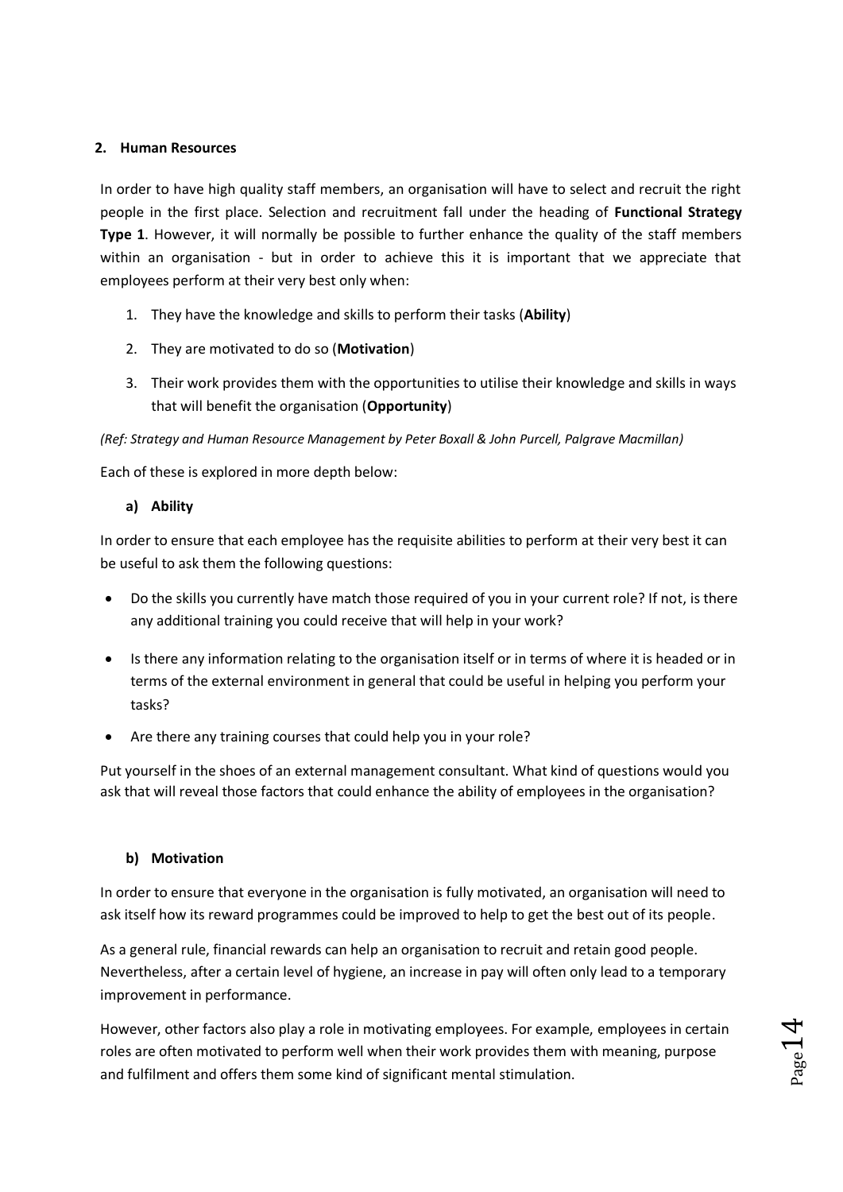## 2. Human Resources

In order to have high quality staff members, an organisation will have to select and recruit the right people in the first place. Selection and recruitment fall under the heading of **Functional Strategy Type 1**. However, it will normally be possible to further enhance the quality of the staff members within an organisation - but in order to achieve this it is important that we appreciate that employees perform at their very best only when:

1. They have the knowledge and skills to perform their tasks (**Ability**)
2. They are motivated to do so (**Motivation**)
3. Their work provides them with the opportunities to utilise their knowledge and skills in ways that will benefit the organisation (**Opportunity**)

*(Ref: Strategy and Human Resource Management by Peter Boxall & John Purcell, Palgrave Macmillan)*

Each of these is explored in more depth below:

### a) Ability

In order to ensure that each employee has the requisite abilities to perform at their very best it can be useful to ask them the following questions:

- Do the skills you currently have match those required of you in your current role? If not, is there any additional training you could receive that will help in your work?
- Is there any information relating to the organisation itself or in terms of where it is headed or in terms of the external environment in general that could be useful in helping you perform your tasks?
- Are there any training courses that could help you in your role?

Put yourself in the shoes of an external management consultant. What kind of questions would you ask that will reveal those factors that could enhance the ability of employees in the organisation?

### b) Motivation

In order to ensure that everyone in the organisation is fully motivated, an organisation will need to ask itself how its reward programmes could be improved to help to get the best out of its people.

As a general rule, financial rewards can help an organisation to recruit and retain good people. Nevertheless, after a certain level of hygiene, an increase in pay will often only lead to a temporary improvement in performance.

However, other factors also play a role in motivating employees. For example, employees in certain roles are often motivated to perform well when their work provides them with meaning, purpose and fulfilment and offers them some kind of significant mental stimulation.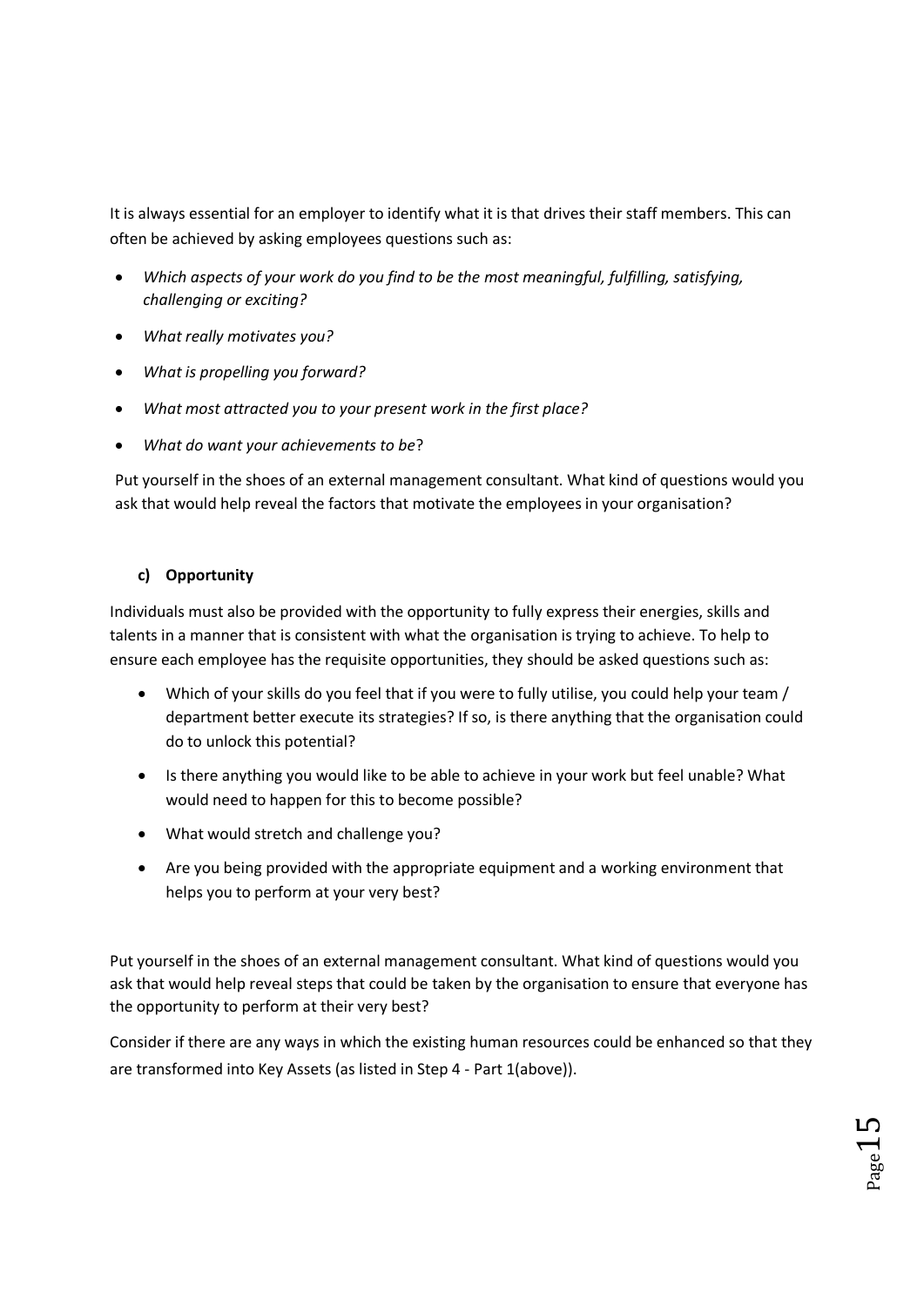It is always essential for an employer to identify what it is that drives their staff members. This can often be achieved by asking employees questions such as:

- *Which aspects of your work do you find to be the most meaningful, fulfilling, satisfying, challenging or exciting?*
- *What really motivates you?*
- *What is propelling you forward?*
- *What most attracted you to your present work in the first place?*
- *What do want your achievements to be*?

Put yourself in the shoes of an external management consultant. What kind of questions would you ask that would help reveal the factors that motivate the employees in your organisation?

**c) Opportunity**

Individuals must also be provided with the opportunity to fully express their energies, skills and talents in a manner that is consistent with what the organisation is trying to achieve. To help to ensure each employee has the requisite opportunities, they should be asked questions such as:

- Which of your skills do you feel that if you were to fully utilise, you could help your team / department better execute its strategies? If so, is there anything that the organisation could do to unlock this potential?
- Is there anything you would like to be able to achieve in your work but feel unable? What would need to happen for this to become possible?
- What would stretch and challenge you?
- Are you being provided with the appropriate equipment and a working environment that helps you to perform at your very best?

Put yourself in the shoes of an external management consultant. What kind of questions would you ask that would help reveal steps that could be taken by the organisation to ensure that everyone has the opportunity to perform at their very best?

Consider if there are any ways in which the existing human resources could be enhanced so that they are transformed into Key Assets (as listed in Step 4 - Part 1(above)).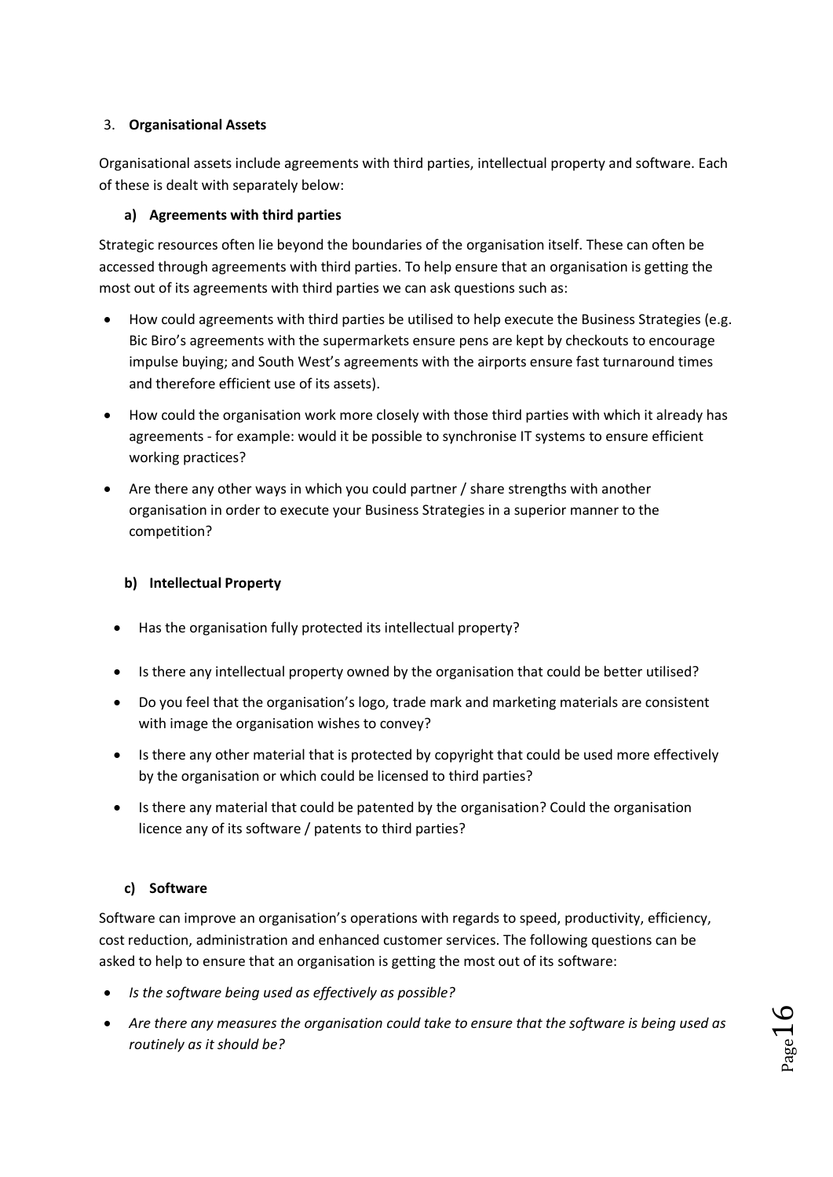3. **Organisational Assets**

Organisational assets include agreements with third parties, intellectual property and software. Each of these is dealt with separately below:

**a) Agreements with third parties**

Strategic resources often lie beyond the boundaries of the organisation itself. These can often be accessed through agreements with third parties. To help ensure that an organisation is getting the most out of its agreements with third parties we can ask questions such as:

- How could agreements with third parties be utilised to help execute the Business Strategies (e.g. Bic Biro's agreements with the supermarkets ensure pens are kept by checkouts to encourage impulse buying; and South West's agreements with the airports ensure fast turnaround times and therefore efficient use of its assets).
- How could the organisation work more closely with those third parties with which it already has agreements - for example: would it be possible to synchronise IT systems to ensure efficient working practices?
- Are there any other ways in which you could partner / share strengths with another organisation in order to execute your Business Strategies in a superior manner to the competition?

**b) Intellectual Property**

- Has the organisation fully protected its intellectual property?
- Is there any intellectual property owned by the organisation that could be better utilised?
- Do you feel that the organisation's logo, trade mark and marketing materials are consistent with image the organisation wishes to convey?
- Is there any other material that is protected by copyright that could be used more effectively by the organisation or which could be licensed to third parties?
- Is there any material that could be patented by the organisation? Could the organisation licence any of its software / patents to third parties?

**c) Software**

Software can improve an organisation's operations with regards to speed, productivity, efficiency, cost reduction, administration and enhanced customer services. The following questions can be asked to help to ensure that an organisation is getting the most out of its software:

- *Is the software being used as effectively as possible?*
- *Are there any measures the organisation could take to ensure that the software is being used as routinely as it should be?*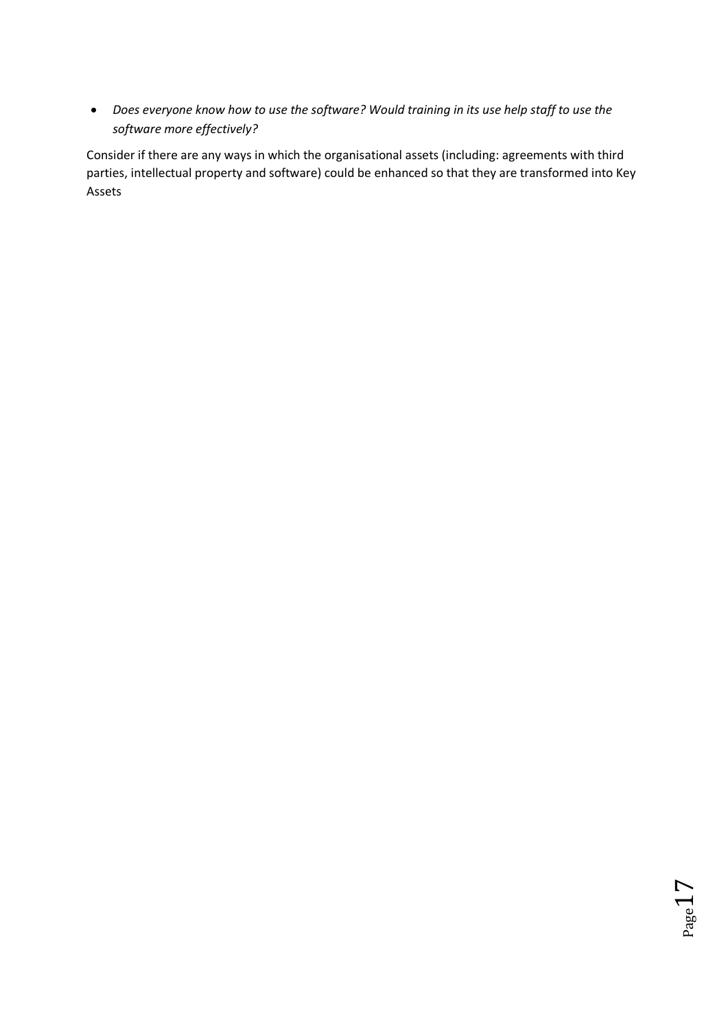- *Does everyone know how to use the software? Would training in its use help staff to use the software more effectively?*

Consider if there are any ways in which the organisational assets (including: agreements with third parties, intellectual property and software) could be enhanced so that they are transformed into Key Assets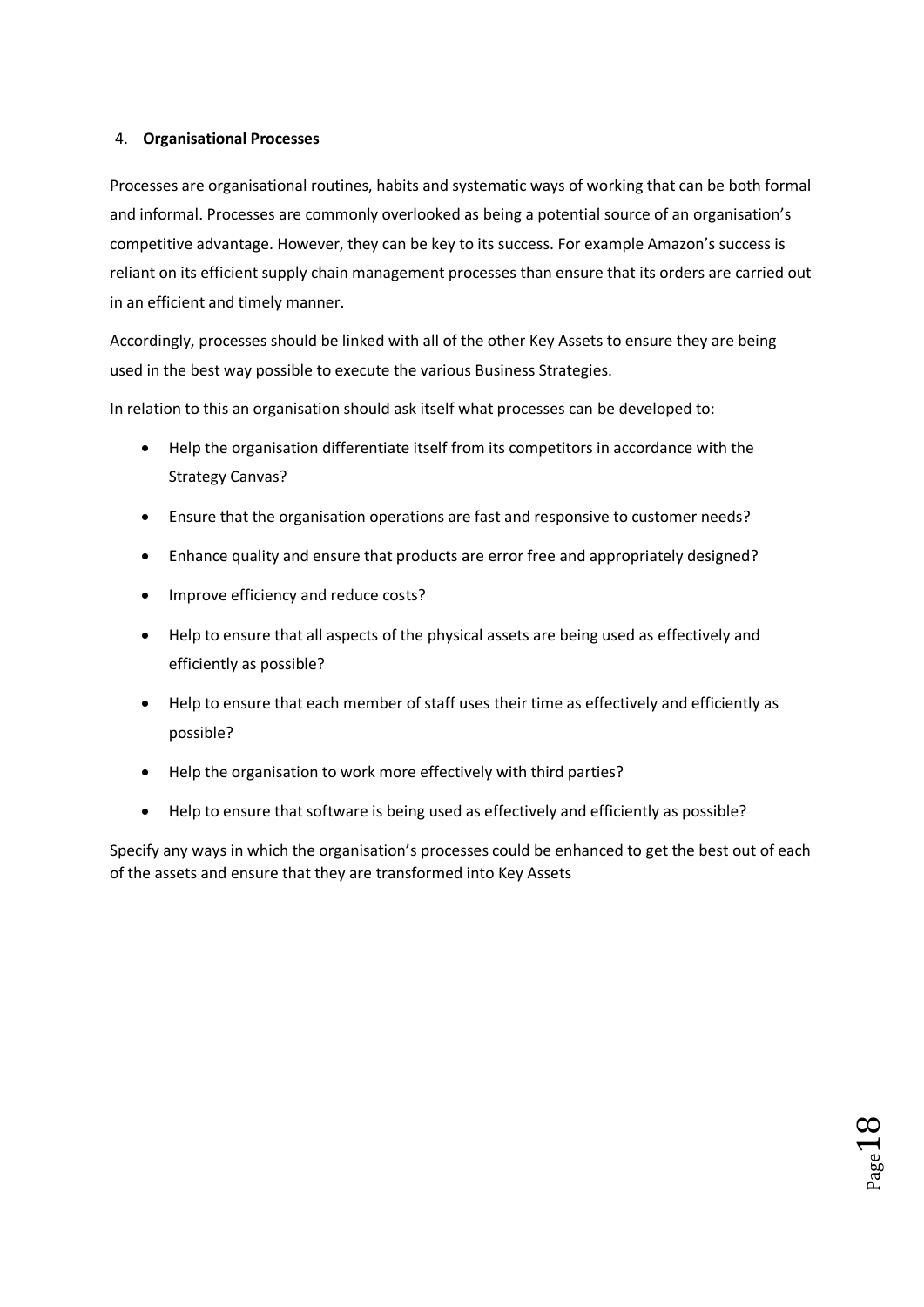4. **Organisational Processes**

Processes are organisational routines, habits and systematic ways of working that can be both formal and informal. Processes are commonly overlooked as being a potential source of an organisation's competitive advantage. However, they can be key to its success. For example Amazon's success is reliant on its efficient supply chain management processes than ensure that its orders are carried out in an efficient and timely manner.

Accordingly, processes should be linked with all of the other Key Assets to ensure they are being used in the best way possible to execute the various Business Strategies.

In relation to this an organisation should ask itself what processes can be developed to:

- Help the organisation differentiate itself from its competitors in accordance with the Strategy Canvas?
- Ensure that the organisation operations are fast and responsive to customer needs?
- Enhance quality and ensure that products are error free and appropriately designed?
- Improve efficiency and reduce costs?
- Help to ensure that all aspects of the physical assets are being used as effectively and efficiently as possible?
- Help to ensure that each member of staff uses their time as effectively and efficiently as possible?
- Help the organisation to work more effectively with third parties?
- Help to ensure that software is being used as effectively and efficiently as possible?

Specify any ways in which the organisation's processes could be enhanced to get the best out of each of the assets and ensure that they are transformed into Key Assets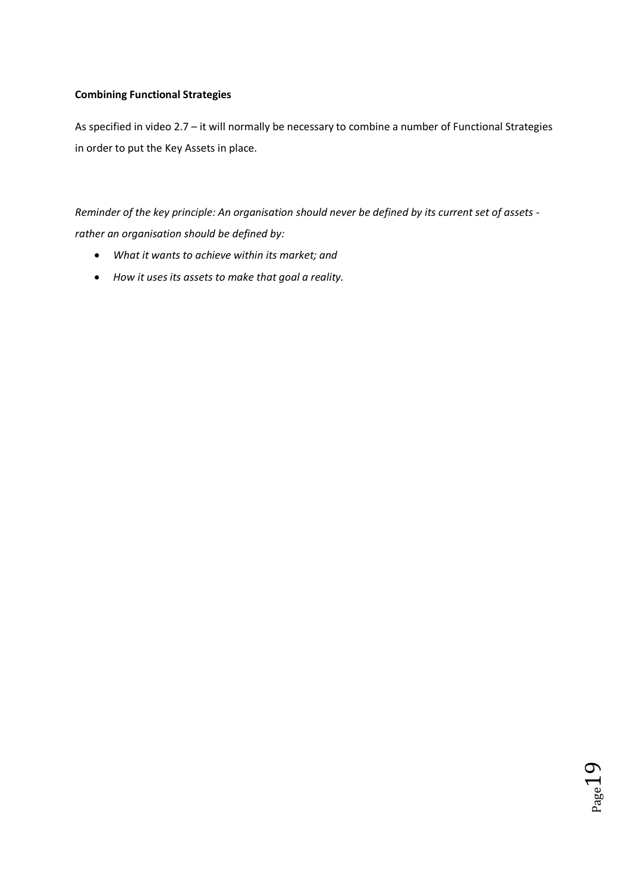**Combining Functional Strategies**

As specified in video 2.7 – it will normally be necessary to combine a number of Functional Strategies in order to put the Key Assets in place.

*Reminder of the key principle: An organisation should never be defined by its current set of assets - rather an organisation should be defined by:*

- *What it wants to achieve within its market; and*
- *How it uses its assets to make that goal a reality.*